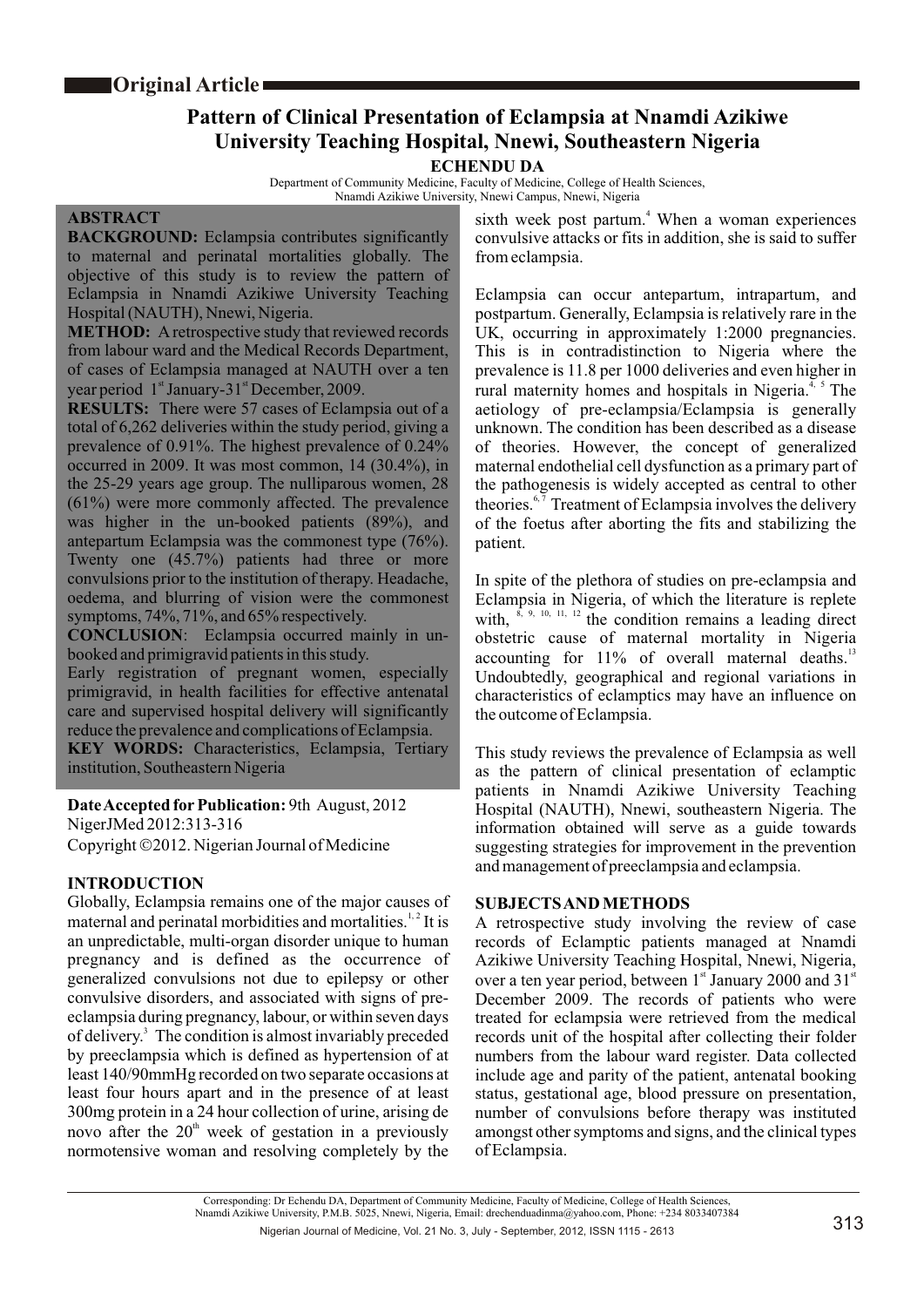**Original Article**

# Pattern of Clinical Presentation of Eclampsia at Nnamdi Azikiwe University Teaching Hospital, Nnewi, Southeastern Nigeria

**ECHENDU DA**

Department of Community Medicine, Faculty of Medicine, College of Health Sciences, Nnamdi Azikiwe University, Nnewi Campus, Nnewi, Nigeria

## ABSTRACT

**BACKGROUND:** Eclampsia contributes significantly to maternal and perinatal mortalities globally. The objective of this study is to review the pattern of Eclampsia in Nnamdi Azikiwe University Teaching Hospital (NAUTH), Nnewi, Nigeria.

**METHOD:** A retrospective study that reviewed records from labour ward and the Medical Records Department, of cases of Eclampsia managed at NAUTH over a ten year period 1st January-31st December, 2009.

**RESULTS:** There were 57 cases of Eclampsia out of a total of 6,262 deliveries within the study period, giving a prevalence of 0.91%. The highest prevalence of 0.24% occurred in 2009. It was most common, 14 (30.4%), in the 25-29 years age group. The nulliparous women, 28 (61%) were more commonly affected. The prevalence was higher in the un-booked patients (89%), and antepartum Eclampsia was the commonest type (76%). Twenty one (45.7%) patients had three or more convulsions prior to the institution of therapy. Headache, oedema, and blurring of vision were the commonest symptoms, 74%, 71%, and 65% respectively.

**CONCLUSION**: Eclampsia occurred mainly in un-booked and primigravid patients in this study.
Early registration of pregnant women, especially primigravid, in health facilities for effective antenatal care and supervised hospital delivery will significantly reduce the prevalence and complications of Eclampsia.

**KEY WORDS:** Characteristics, Eclampsia, Tertiary institution, Southeastern Nigeria

**Date Accepted for Publication:** 9th August, 2012
NigerJMed 2012:313-316
Copyright ©2012. Nigerian Journal of Medicine

## INTRODUCTION

Globally, Eclampsia remains one of the major causes of maternal and perinatal morbidities and mortalities.[1,2] It is an unpredictable, multi-organ disorder unique to human pregnancy and is defined as the occurrence of generalized convulsions not due to epilepsy or other convulsive disorders, and associated with signs of pre-eclampsia during pregnancy, labour, or within seven days of delivery.[3] The condition is almost invariably preceded by preeclampsia which is defined as hypertension of at least 140/90mmHg recorded on two separate occasions at least four hours apart and in the presence of at least 300mg protein in a 24 hour collection of urine, arising de novo after the 20th week of gestation in a previously normotensive woman and resolving completely by the sixth week post partum.[4] When a woman experiences convulsive attacks or fits in addition, she is said to suffer from eclampsia.

Eclampsia can occur antepartum, intrapartum, and postpartum. Generally, Eclampsia is relatively rare in the UK, occurring in approximately 1:2000 pregnancies. This is in contradistinction to Nigeria where the prevalence is 11.8 per 1000 deliveries and even higher in rural maternity homes and hospitals in Nigeria.[4, 5] The aetiology of pre-eclampsia/Eclampsia is generally unknown. The condition has been described as a disease of theories. However, the concept of generalized maternal endothelial cell dysfunction as a primary part of the pathogenesis is widely accepted as central to other theories.[6, 7] Treatment of Eclampsia involves the delivery of the foetus after aborting the fits and stabilizing the patient.

In spite of the plethora of studies on pre-eclampsia and Eclampsia in Nigeria, of which the literature is replete with,[8, 9, 10, 11, 12] the condition remains a leading direct obstetric cause of maternal mortality in Nigeria accounting for 11% of overall maternal deaths.[13] Undoubtedly, geographical and regional variations in characteristics of eclamptics may have an influence on the outcome of Eclampsia.

This study reviews the prevalence of Eclampsia as well as the pattern of clinical presentation of eclamptic patients in Nnamdi Azikiwe University Teaching Hospital (NAUTH), Nnewi, southeastern Nigeria. The information obtained will serve as a guide towards suggesting strategies for improvement in the prevention and management of preeclampsia and eclampsia.

## SUBJECTS AND METHODS

A retrospective study involving the review of case records of Eclamptic patients managed at Nnamdi Azikiwe University Teaching Hospital, Nnewi, Nigeria, over a ten year period, between 1st January 2000 and 31st December 2009. The records of patients who were treated for eclampsia were retrieved from the medical records unit of the hospital after collecting their folder numbers from the labour ward register. Data collected include age and parity of the patient, antenatal booking status, gestational age, blood pressure on presentation, number of convulsions before therapy was instituted amongst other symptoms and signs, and the clinical types of Eclampsia.

Corresponding: Dr Echendu DA, Department of Community Medicine, Faculty of Medicine, College of Health Sciences, Nnamdi Azikiwe University, P.M.B. 5025, Nnewi, Nigeria, Email: drechenduadinma@yahoo.com, Phone: +234 8033407384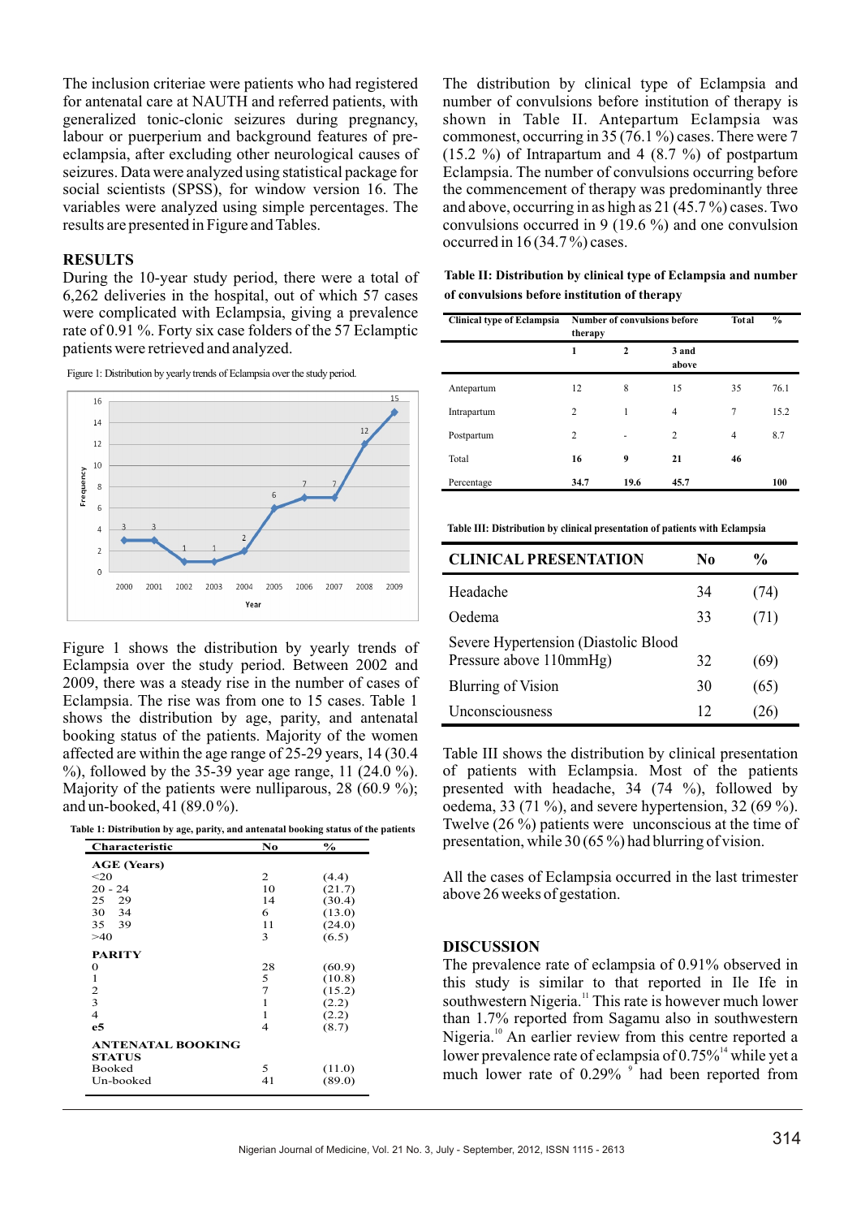The inclusion criteriae were patients who had registered for antenatal care at NAUTH and referred patients, with generalized tonic-clonic seizures during pregnancy, labour or puerperium and background features of pre-eclampsia, after excluding other neurological causes of seizures. Data were analyzed using statistical package for social scientists (SPSS), for window version 16. The variables were analyzed using simple percentages. The results are presented in Figure and Tables.

## RESULTS

During the 10-year study period, there were a total of 6,262 deliveries in the hospital, out of which 57 cases were complicated with Eclampsia, giving a prevalence rate of 0.91 %. Forty six case folders of the 57 Eclamptic patients were retrieved and analyzed.

Figure 1: Distribution by yearly trends of Eclampsia over the study period.

| Year | 2000 | 2001 | 2002 | 2003 | 2004 | 2005 | 2006 | 2007 | 2008 | 2009 |
|---|---|---|---|---|---|---|---|---|---|---|
| Frequency | 3 | 3 | 1 | 1 | 2 | 6 | 7 | 7 | 12 | 15 |

Figure 1 shows the distribution by yearly trends of Eclampsia over the study period. Between 2002 and 2009, there was a steady rise in the number of cases of Eclampsia. The rise was from one to 15 cases. Table 1 shows the distribution by age, parity, and antenatal booking status of the patients. Majority of the women affected are within the age range of 25-29 years, 14 (30.4 %), followed by the 35-39 year age range, 11 (24.0 %). Majority of the patients were nulliparous, 28 (60.9 %); and un-booked, 41 (89.0 %).

**Table 1: Distribution by age, parity, and antenatal booking status of the patients**

| Characteristic | No | % |
|---|---|---|
| **AGE (Years)** | | |
| <20 | 2 | (4.4) |
| 20 - 24 | 10 | (21.7) |
| 25  29 | 14 | (30.4) |
| 30  34 | 6 | (13.0) |
| 35  39 | 11 | (24.0) |
| >40 | 3 | (6.5) |
| **PARITY** | | |
| 0 | 28 | (60.9) |
| 1 | 5 | (10.8) |
| 2 | 7 | (15.2) |
| 3 | 1 | (2.2) |
| 4 | 1 | (2.2) |
| **e5** | 4 | (8.7) |
| **ANTENATAL BOOKING STATUS** | | |
| Booked | 5 | (11.0) |
| Un-booked | 41 | (89.0) |

The distribution by clinical type of Eclampsia and number of convulsions before institution of therapy is shown in Table II. Antepartum Eclampsia was commonest, occurring in 35 (76.1 %) cases. There were 7 (15.2 %) of Intrapartum and 4 (8.7 %) of postpartum Eclampsia. The number of convulsions occurring before the commencement of therapy was predominantly three and above, occurring in as high as 21 (45.7 %) cases. Two convulsions occurred in 9 (19.6 %) and one convulsion occurred in 16 (34.7 %) cases.

**Table II: Distribution by clinical type of Eclampsia and number of convulsions before institution of therapy**

| Clinical type of Eclampsia | Number of convulsions before therapy | | | Total | % |
|---|---|---|---|---|---|
| | 1 | 2 | 3 and above | | |
| Antepartum | 12 | 8 | 15 | 35 | 76.1 |
| Intrapartum | 2 | 1 | 4 | 7 | 15.2 |
| Postpartum | 2 | - | 2 | 4 | 8.7 |
| Total | **16** | **9** | **21** | **46** | |
| Percentage | **34.7** | **19.6** | **45.7** | | **100** |

**Table III: Distribution by clinical presentation of patients with Eclampsia**

| CLINICAL PRESENTATION | No | % |
|---|---|---|
| Headache | 34 | (74) |
| Oedema | 33 | (71) |
| Severe Hypertension (Diastolic Blood Pressure above 110mmHg) | 32 | (69) |
| Blurring of Vision | 30 | (65) |
| Unconsciousness | 12 | (26) |

Table III shows the distribution by clinical presentation of patients with Eclampsia. Most of the patients presented with headache, 34 (74 %), followed by oedema, 33 (71 %), and severe hypertension, 32 (69 %). Twelve (26 %) patients were unconscious at the time of presentation, while 30 (65 %) had blurring of vision.

All the cases of Eclampsia occurred in the last trimester above 26 weeks of gestation.

## DISCUSSION

The prevalence rate of eclampsia of 0.91% observed in this study is similar to that reported in Ile Ife in southwestern Nigeria.[11] This rate is however much lower than 1.7% reported from Sagamu also in southwestern Nigeria.[10] An earlier review from this centre reported a lower prevalence rate of eclampsia of 0.75%[14] while yet a much lower rate of 0.29% [9] had been reported from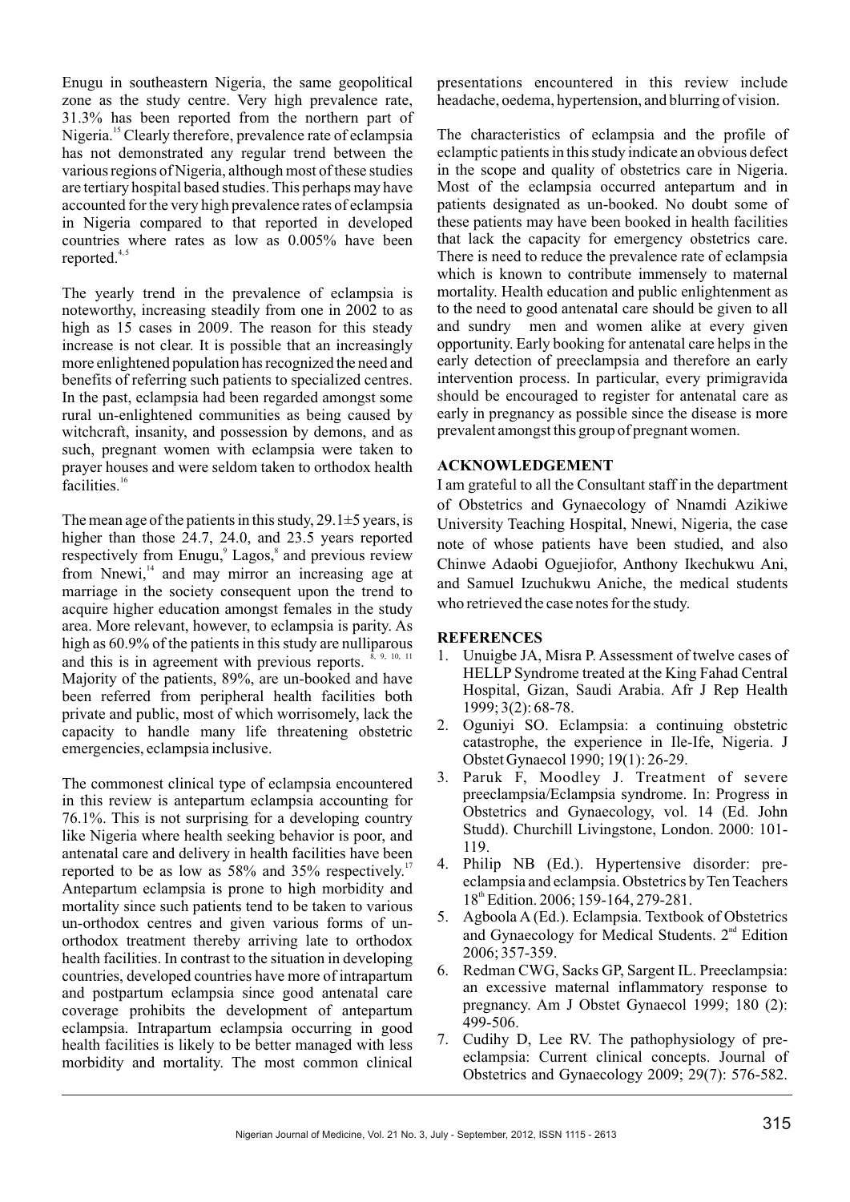Enugu in southeastern Nigeria, the same geopolitical zone as the study centre. Very high prevalence rate, 31.3% has been reported from the northern part of Nigeria.[15] Clearly therefore, prevalence rate of eclampsia has not demonstrated any regular trend between the various regions of Nigeria, although most of these studies are tertiary hospital based studies. This perhaps may have accounted for the very high prevalence rates of eclampsia in Nigeria compared to that reported in developed countries where rates as low as 0.005% have been reported.[4,5]

The yearly trend in the prevalence of eclampsia is noteworthy, increasing steadily from one in 2002 to as high as 15 cases in 2009. The reason for this steady increase is not clear. It is possible that an increasingly more enlightened population has recognized the need and benefits of referring such patients to specialized centres. In the past, eclampsia had been regarded amongst some rural un-enlightened communities as being caused by witchcraft, insanity, and possession by demons, and as such, pregnant women with eclampsia were taken to prayer houses and were seldom taken to orthodox health facilities.[16]

The mean age of the patients in this study, 29.1±5 years, is higher than those 24.7, 24.0, and 23.5 years reported respectively from Enugu,[9] Lagos,[8] and previous review from Nnewi,[14] and may mirror an increasing age at marriage in the society consequent upon the trend to acquire higher education amongst females in the study area. More relevant, however, to eclampsia is parity. As high as 60.9% of the patients in this study are nulliparous and this is in agreement with previous reports.[8, 9, 10, 11] Majority of the patients, 89%, are un-booked and have been referred from peripheral health facilities both private and public, most of which worrisomely, lack the capacity to handle many life threatening obstetric emergencies, eclampsia inclusive.

The commonest clinical type of eclampsia encountered in this review is antepartum eclampsia accounting for 76.1%. This is not surprising for a developing country like Nigeria where health seeking behavior is poor, and antenatal care and delivery in health facilities have been reported to be as low as 58% and 35% respectively.[17] Antepartum eclampsia is prone to high morbidity and mortality since such patients tend to be taken to various un-orthodox centres and given various forms of un-orthodox treatment thereby arriving late to orthodox health facilities. In contrast to the situation in developing countries, developed countries have more of intrapartum and postpartum eclampsia since good antenatal care coverage prohibits the development of antepartum eclampsia. Intrapartum eclampsia occurring in good health facilities is likely to be better managed with less morbidity and mortality. The most common clinical presentations encountered in this review include headache, oedema, hypertension, and blurring of vision.

The characteristics of eclampsia and the profile of eclamptic patients in this study indicate an obvious defect in the scope and quality of obstetrics care in Nigeria. Most of the eclampsia occurred antepartum and in patients designated as un-booked. No doubt some of these patients may have been booked in health facilities that lack the capacity for emergency obstetrics care. There is need to reduce the prevalence rate of eclampsia which is known to contribute immensely to maternal mortality. Health education and public enlightenment as to the need to good antenatal care should be given to all and sundry men and women alike at every given opportunity. Early booking for antenatal care helps in the early detection of preeclampsia and therefore an early intervention process. In particular, every primigravida should be encouraged to register for antenatal care as early in pregnancy as possible since the disease is more prevalent amongst this group of pregnant women.

## ACKNOWLEDGEMENT

I am grateful to all the Consultant staff in the department of Obstetrics and Gynaecology of Nnamdi Azikiwe University Teaching Hospital, Nnewi, Nigeria, the case note of whose patients have been studied, and also Chinwe Adaobi Oguejiofor, Anthony Ikechukwu Ani, and Samuel Izuchukwu Aniche, the medical students who retrieved the case notes for the study.

## REFERENCES

1. Unuigbe JA, Misra P. Assessment of twelve cases of HELLP Syndrome treated at the King Fahad Central Hospital, Gizan, Saudi Arabia. Afr J Rep Health 1999; 3(2): 68-78.
2. Oguniyi SO. Eclampsia: a continuing obstetric catastrophe, the experience in Ile-Ife, Nigeria. J Obstet Gynaecol 1990; 19(1): 26-29.
3. Paruk F, Moodley J. Treatment of severe preeclampsia/Eclampsia syndrome. In: Progress in Obstetrics and Gynaecology, vol. 14 (Ed. John Studd). Churchill Livingstone, London. 2000: 101-119.
4. Philip NB (Ed.). Hypertensive disorder: pre-eclampsia and eclampsia. Obstetrics by Ten Teachers 18th Edition. 2006; 159-164, 279-281.
5. Agboola A (Ed.). Eclampsia. Textbook of Obstetrics and Gynaecology for Medical Students. 2nd Edition 2006; 357-359.
6. Redman CWG, Sacks GP, Sargent IL. Preeclampsia: an excessive maternal inflammatory response to pregnancy. Am J Obstet Gynaecol 1999; 180 (2): 499-506.
7. Cudihy D, Lee RV. The pathophysiology of pre-eclampsia: Current clinical concepts. Journal of Obstetrics and Gynaecology 2009; 29(7): 576-582.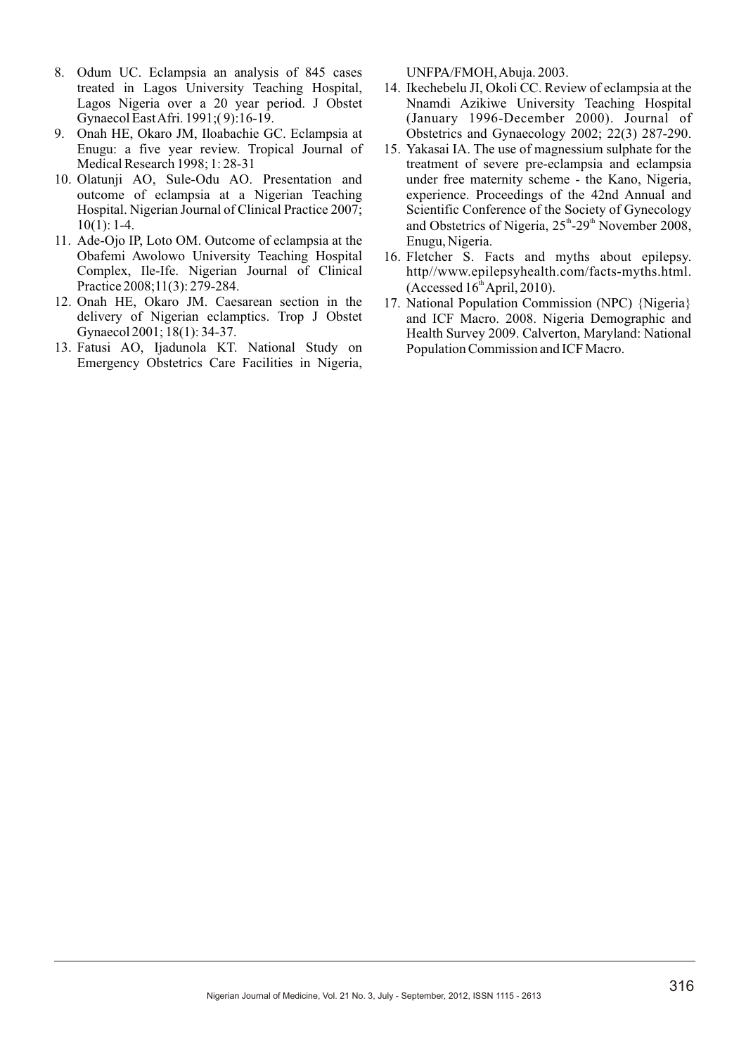8. Odum UC. Eclampsia an analysis of 845 cases treated in Lagos University Teaching Hospital, Lagos Nigeria over a 20 year period. J Obstet Gynaecol East Afri. 1991;( 9):16-19.
9. Onah HE, Okaro JM, Iloabachie GC. Eclampsia at Enugu: a five year review. Tropical Journal of Medical Research 1998; 1: 28-31
10. Olatunji AO, Sule-Odu AO. Presentation and outcome of eclampsia at a Nigerian Teaching Hospital. Nigerian Journal of Clinical Practice 2007; 10(1): 1-4.
11. Ade-Ojo IP, Loto OM. Outcome of eclampsia at the Obafemi Awolowo University Teaching Hospital Complex, Ile-Ife. Nigerian Journal of Clinical Practice 2008;11(3): 279-284.
12. Onah HE, Okaro JM. Caesarean section in the delivery of Nigerian eclamptics. Trop J Obstet Gynaecol 2001; 18(1): 34-37.
13. Fatusi AO, Ijadunola KT. National Study on Emergency Obstetrics Care Facilities in Nigeria, UNFPA/FMOH, Abuja. 2003.
14. Ikechebelu JI, Okoli CC. Review of eclampsia at the Nnamdi Azikiwe University Teaching Hospital (January 1996-December 2000). Journal of Obstetrics and Gynaecology 2002; 22(3) 287-290.
15. Yakasai IA. The use of magnessium sulphate for the treatment of severe pre-eclampsia and eclampsia under free maternity scheme - the Kano, Nigeria, experience. Proceedings of the 42nd Annual and Scientific Conference of the Society of Gynecology and Obstetrics of Nigeria, 25th-29th November 2008, Enugu, Nigeria.
16. Fletcher S. Facts and myths about epilepsy. http//www.epilepsyhealth.com/facts-myths.html. (Accessed 16th April, 2010).
17. National Population Commission (NPC) {Nigeria} and ICF Macro. 2008. Nigeria Demographic and Health Survey 2009. Calverton, Maryland: National Population Commission and ICF Macro.